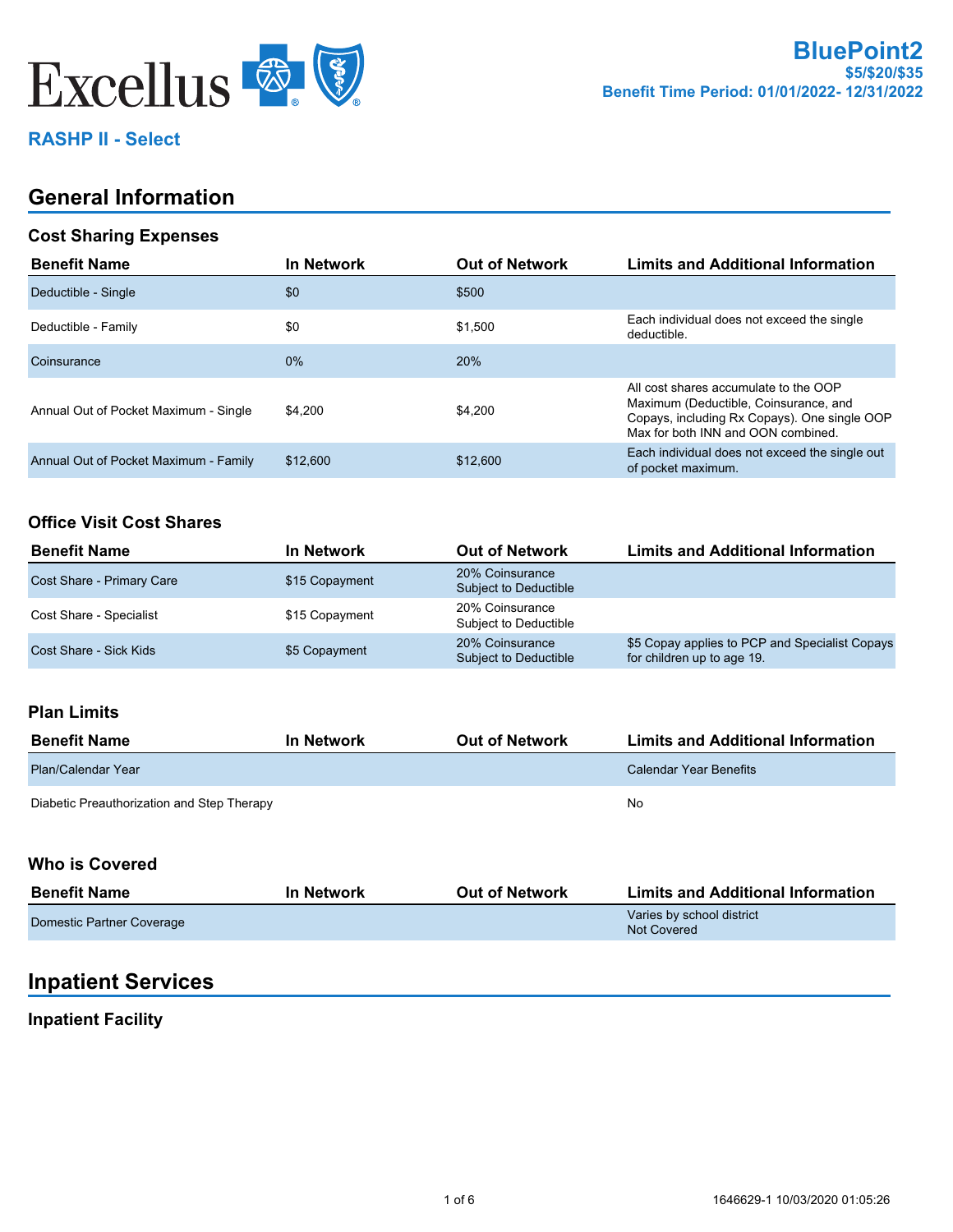Excellus

**BluePoint2**
**$5/$20/$35**
**Benefit Time Period: 01/01/2022- 12/31/2022**

**RASHP II - Select**

# General Information

## Cost Sharing Expenses

| Benefit Name | In Network | Out of Network | Limits and Additional Information |
|---|---|---|---|
| Deductible - Single | $0 | $500 | |
| Deductible - Family | $0 | $1,500 | Each individual does not exceed the single deductible. |
| Coinsurance | 0% | 20% | |
| Annual Out of Pocket Maximum - Single | $4,200 | $4,200 | All cost shares accumulate to the OOP Maximum (Deductible, Coinsurance, and Copays, including Rx Copays). One single OOP Max for both INN and OON combined. |
| Annual Out of Pocket Maximum - Family | $12,600 | $12,600 | Each individual does not exceed the single out of pocket maximum. |

## Office Visit Cost Shares

| Benefit Name | In Network | Out of Network | Limits and Additional Information |
|---|---|---|---|
| Cost Share - Primary Care | $15 Copayment | 20% Coinsurance Subject to Deductible | |
| Cost Share - Specialist | $15 Copayment | 20% Coinsurance Subject to Deductible | |
| Cost Share - Sick Kids | $5 Copayment | 20% Coinsurance Subject to Deductible | $5 Copay applies to PCP and Specialist Copays for children up to age 19. |

## Plan Limits

| Benefit Name | In Network | Out of Network | Limits and Additional Information |
|---|---|---|---|
| Plan/Calendar Year | | | Calendar Year Benefits |
| Diabetic Preauthorization and Step Therapy | | | No |

## Who is Covered

| Benefit Name | In Network | Out of Network | Limits and Additional Information |
|---|---|---|---|
| Domestic Partner Coverage | | | Varies by school district Not Covered |

# Inpatient Services

## Inpatient Facility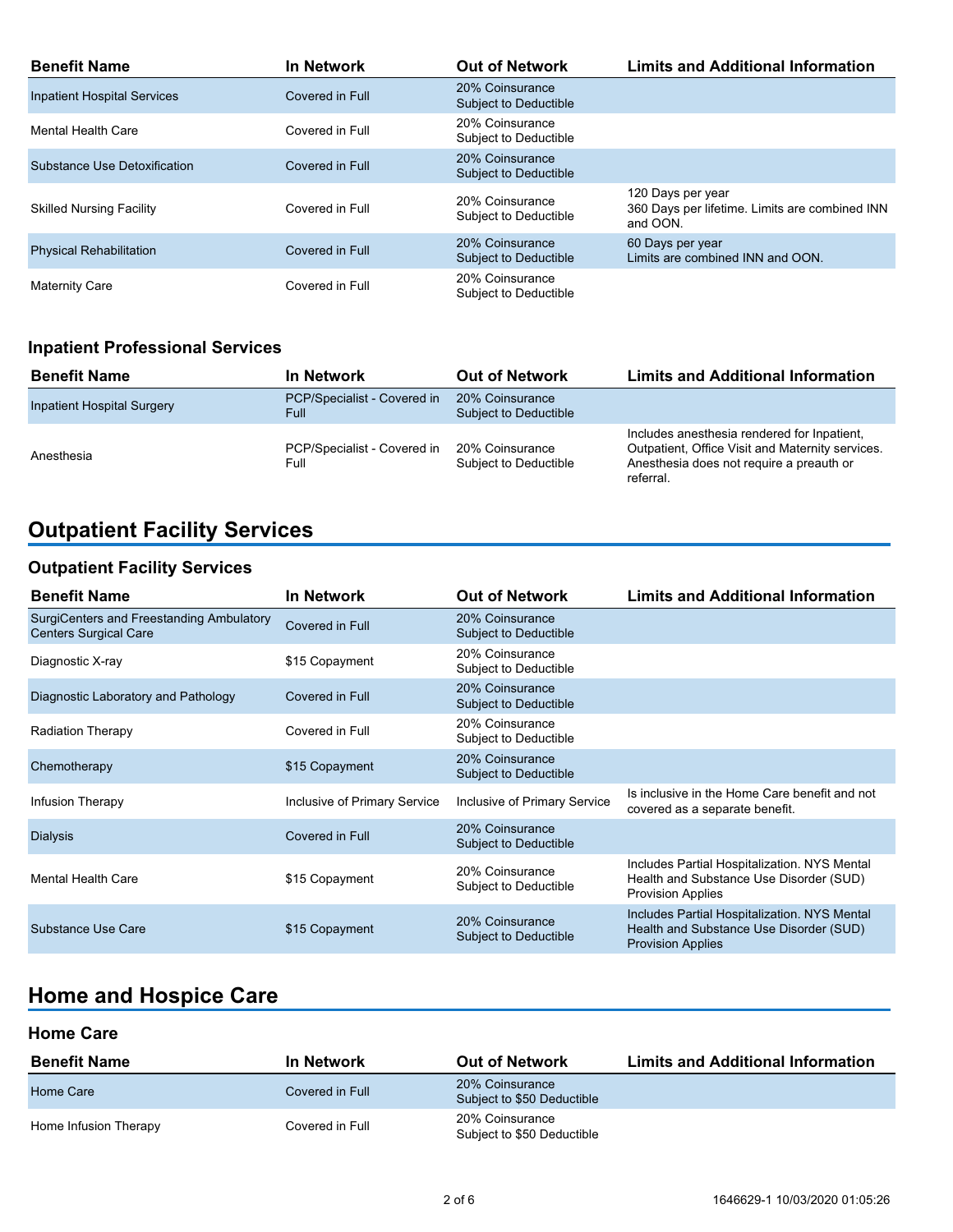| Benefit Name | In Network | Out of Network | Limits and Additional Information |
| --- | --- | --- | --- |
| Inpatient Hospital Services | Covered in Full | 20% Coinsurance Subject to Deductible | |
| Mental Health Care | Covered in Full | 20% Coinsurance Subject to Deductible | |
| Substance Use Detoxification | Covered in Full | 20% Coinsurance Subject to Deductible | |
| Skilled Nursing Facility | Covered in Full | 20% Coinsurance Subject to Deductible | 120 Days per year 360 Days per lifetime. Limits are combined INN and OON. |
| Physical Rehabilitation | Covered in Full | 20% Coinsurance Subject to Deductible | 60 Days per year Limits are combined INN and OON. |
| Maternity Care | Covered in Full | 20% Coinsurance Subject to Deductible | |

### Inpatient Professional Services

| Benefit Name | In Network | Out of Network | Limits and Additional Information |
| --- | --- | --- | --- |
| Inpatient Hospital Surgery | PCP/Specialist - Covered in Full | 20% Coinsurance Subject to Deductible | |
| Anesthesia | PCP/Specialist - Covered in Full | 20% Coinsurance Subject to Deductible | Includes anesthesia rendered for Inpatient, Outpatient, Office Visit and Maternity services. Anesthesia does not require a preauth or referral. |

## Outpatient Facility Services

### Outpatient Facility Services

| Benefit Name | In Network | Out of Network | Limits and Additional Information |
| --- | --- | --- | --- |
| SurgiCenters and Freestanding Ambulatory Centers Surgical Care | Covered in Full | 20% Coinsurance Subject to Deductible | |
| Diagnostic X-ray | $15 Copayment | 20% Coinsurance Subject to Deductible | |
| Diagnostic Laboratory and Pathology | Covered in Full | 20% Coinsurance Subject to Deductible | |
| Radiation Therapy | Covered in Full | 20% Coinsurance Subject to Deductible | |
| Chemotherapy | $15 Copayment | 20% Coinsurance Subject to Deductible | |
| Infusion Therapy | Inclusive of Primary Service | Inclusive of Primary Service | Is inclusive in the Home Care benefit and not covered as a separate benefit. |
| Dialysis | Covered in Full | 20% Coinsurance Subject to Deductible | |
| Mental Health Care | $15 Copayment | 20% Coinsurance Subject to Deductible | Includes Partial Hospitalization. NYS Mental Health and Substance Use Disorder (SUD) Provision Applies |
| Substance Use Care | $15 Copayment | 20% Coinsurance Subject to Deductible | Includes Partial Hospitalization. NYS Mental Health and Substance Use Disorder (SUD) Provision Applies |

## Home and Hospice Care

### Home Care

| Benefit Name | In Network | Out of Network | Limits and Additional Information |
| --- | --- | --- | --- |
| Home Care | Covered in Full | 20% Coinsurance Subject to $50 Deductible | |
| Home Infusion Therapy | Covered in Full | 20% Coinsurance Subject to $50 Deductible | |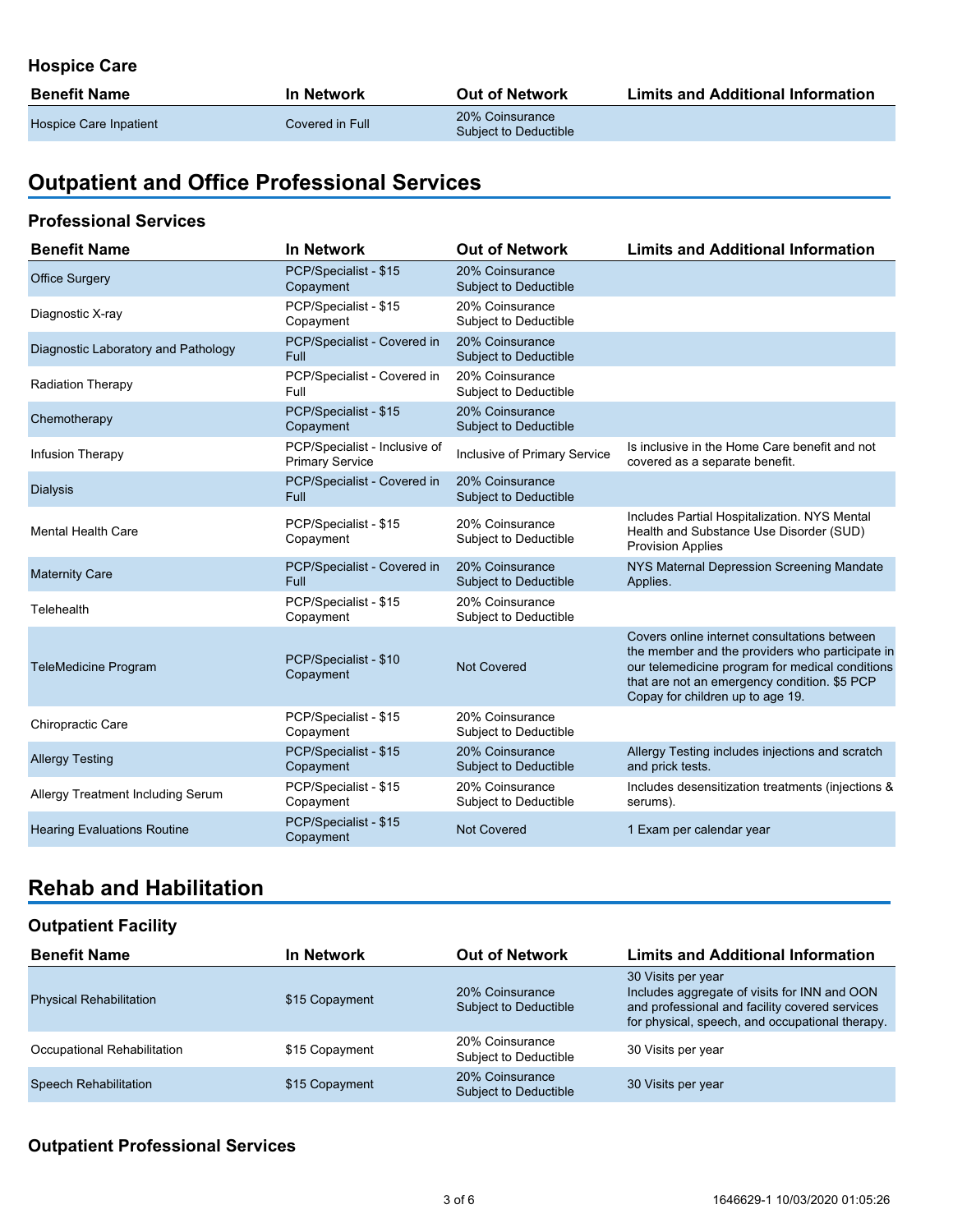### Hospice Care

| Benefit Name | In Network | Out of Network | Limits and Additional Information |
|---|---|---|---|
| Hospice Care Inpatient | Covered in Full | 20% Coinsurance Subject to Deductible | |

## Outpatient and Office Professional Services

### Professional Services

| Benefit Name | In Network | Out of Network | Limits and Additional Information |
|---|---|---|---|
| Office Surgery | PCP/Specialist - $15 Copayment | 20% Coinsurance Subject to Deductible | |
| Diagnostic X-ray | PCP/Specialist - $15 Copayment | 20% Coinsurance Subject to Deductible | |
| Diagnostic Laboratory and Pathology | PCP/Specialist - Covered in Full | 20% Coinsurance Subject to Deductible | |
| Radiation Therapy | PCP/Specialist - Covered in Full | 20% Coinsurance Subject to Deductible | |
| Chemotherapy | PCP/Specialist - $15 Copayment | 20% Coinsurance Subject to Deductible | |
| Infusion Therapy | PCP/Specialist - Inclusive of Primary Service | Inclusive of Primary Service | Is inclusive in the Home Care benefit and not covered as a separate benefit. |
| Dialysis | PCP/Specialist - Covered in Full | 20% Coinsurance Subject to Deductible | |
| Mental Health Care | PCP/Specialist - $15 Copayment | 20% Coinsurance Subject to Deductible | Includes Partial Hospitalization. NYS Mental Health and Substance Use Disorder (SUD) Provision Applies |
| Maternity Care | PCP/Specialist - Covered in Full | 20% Coinsurance Subject to Deductible | NYS Maternal Depression Screening Mandate Applies. |
| Telehealth | PCP/Specialist - $15 Copayment | 20% Coinsurance Subject to Deductible | |
| TeleMedicine Program | PCP/Specialist - $10 Copayment | Not Covered | Covers online internet consultations between the member and the providers who participate in our telemedicine program for medical conditions that are not an emergency condition. $5 PCP Copay for children up to age 19. |
| Chiropractic Care | PCP/Specialist - $15 Copayment | 20% Coinsurance Subject to Deductible | |
| Allergy Testing | PCP/Specialist - $15 Copayment | 20% Coinsurance Subject to Deductible | Allergy Testing includes injections and scratch and prick tests. |
| Allergy Treatment Including Serum | PCP/Specialist - $15 Copayment | 20% Coinsurance Subject to Deductible | Includes desensitization treatments (injections & serums). |
| Hearing Evaluations Routine | PCP/Specialist - $15 Copayment | Not Covered | 1 Exam per calendar year |

## Rehab and Habilitation

### Outpatient Facility

| Benefit Name | In Network | Out of Network | Limits and Additional Information |
|---|---|---|---|
| Physical Rehabilitation | $15 Copayment | 20% Coinsurance Subject to Deductible | 30 Visits per year Includes aggregate of visits for INN and OON and professional and facility covered services for physical, speech, and occupational therapy. |
| Occupational Rehabilitation | $15 Copayment | 20% Coinsurance Subject to Deductible | 30 Visits per year |
| Speech Rehabilitation | $15 Copayment | 20% Coinsurance Subject to Deductible | 30 Visits per year |

### Outpatient Professional Services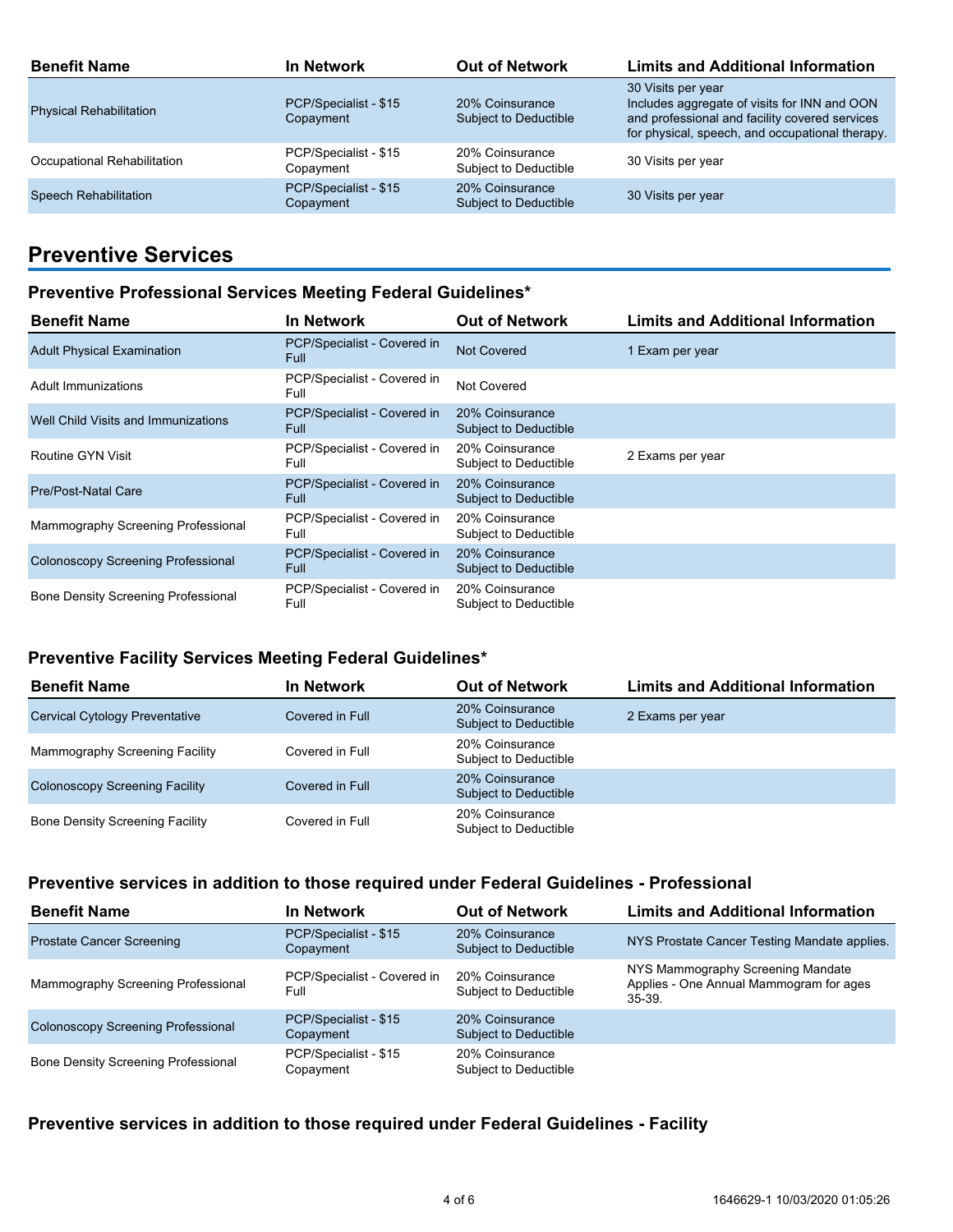| Benefit Name | In Network | Out of Network | Limits and Additional Information |
| --- | --- | --- | --- |
| Physical Rehabilitation | PCP/Specialist - $15 Copayment | 20% Coinsurance Subject to Deductible | 30 Visits per year Includes aggregate of visits for INN and OON and professional and facility covered services for physical, speech, and occupational therapy. |
| Occupational Rehabilitation | PCP/Specialist - $15 Copayment | 20% Coinsurance Subject to Deductible | 30 Visits per year |
| Speech Rehabilitation | PCP/Specialist - $15 Copayment | 20% Coinsurance Subject to Deductible | 30 Visits per year |

## Preventive Services

### Preventive Professional Services Meeting Federal Guidelines*

| Benefit Name | In Network | Out of Network | Limits and Additional Information |
| --- | --- | --- | --- |
| Adult Physical Examination | PCP/Specialist - Covered in Full | Not Covered | 1 Exam per year |
| Adult Immunizations | PCP/Specialist - Covered in Full | Not Covered | |
| Well Child Visits and Immunizations | PCP/Specialist - Covered in Full | 20% Coinsurance Subject to Deductible | |
| Routine GYN Visit | PCP/Specialist - Covered in Full | 20% Coinsurance Subject to Deductible | 2 Exams per year |
| Pre/Post-Natal Care | PCP/Specialist - Covered in Full | 20% Coinsurance Subject to Deductible | |
| Mammography Screening Professional | PCP/Specialist - Covered in Full | 20% Coinsurance Subject to Deductible | |
| Colonoscopy Screening Professional | PCP/Specialist - Covered in Full | 20% Coinsurance Subject to Deductible | |
| Bone Density Screening Professional | PCP/Specialist - Covered in Full | 20% Coinsurance Subject to Deductible | |

### Preventive Facility Services Meeting Federal Guidelines*

| Benefit Name | In Network | Out of Network | Limits and Additional Information |
| --- | --- | --- | --- |
| Cervical Cytology Preventative | Covered in Full | 20% Coinsurance Subject to Deductible | 2 Exams per year |
| Mammography Screening Facility | Covered in Full | 20% Coinsurance Subject to Deductible | |
| Colonoscopy Screening Facility | Covered in Full | 20% Coinsurance Subject to Deductible | |
| Bone Density Screening Facility | Covered in Full | 20% Coinsurance Subject to Deductible | |

### Preventive services in addition to those required under Federal Guidelines - Professional

| Benefit Name | In Network | Out of Network | Limits and Additional Information |
| --- | --- | --- | --- |
| Prostate Cancer Screening | PCP/Specialist - $15 Copayment | 20% Coinsurance Subject to Deductible | NYS Prostate Cancer Testing Mandate applies. |
| Mammography Screening Professional | PCP/Specialist - Covered in Full | 20% Coinsurance Subject to Deductible | NYS Mammography Screening Mandate Applies - One Annual Mammogram for ages 35-39. |
| Colonoscopy Screening Professional | PCP/Specialist - $15 Copayment | 20% Coinsurance Subject to Deductible | |
| Bone Density Screening Professional | PCP/Specialist - $15 Copayment | 20% Coinsurance Subject to Deductible | |

### Preventive services in addition to those required under Federal Guidelines - Facility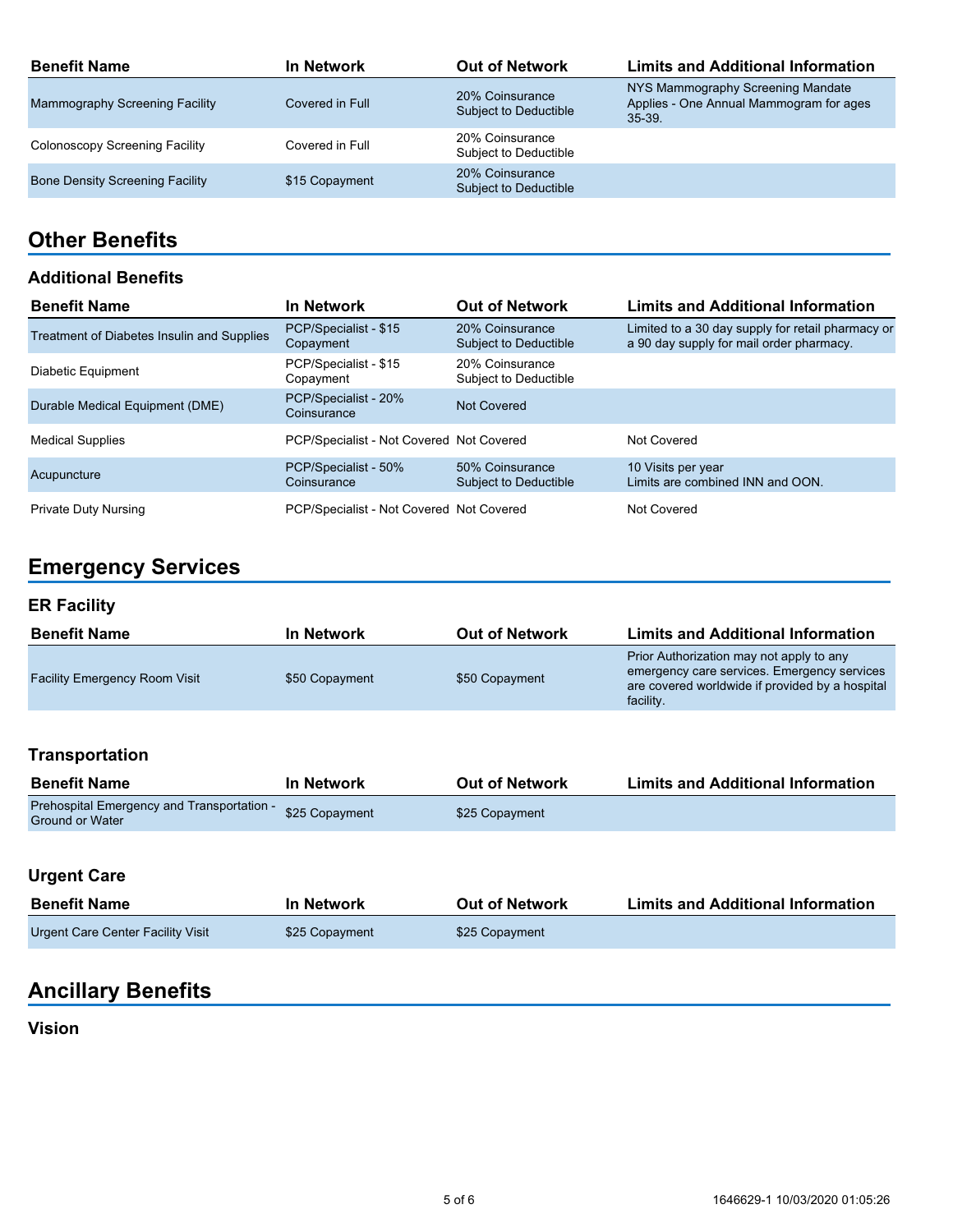| Benefit Name | In Network | Out of Network | Limits and Additional Information |
|---|---|---|---|
| Mammography Screening Facility | Covered in Full | 20% Coinsurance Subject to Deductible | NYS Mammography Screening Mandate Applies - One Annual Mammogram for ages 35-39. |
| Colonoscopy Screening Facility | Covered in Full | 20% Coinsurance Subject to Deductible | |
| Bone Density Screening Facility | $15 Copayment | 20% Coinsurance Subject to Deductible | |

## Other Benefits

### Additional Benefits

| Benefit Name | In Network | Out of Network | Limits and Additional Information |
|---|---|---|---|
| Treatment of Diabetes Insulin and Supplies | PCP/Specialist - $15 Copayment | 20% Coinsurance Subject to Deductible | Limited to a 30 day supply for retail pharmacy or a 90 day supply for mail order pharmacy. |
| Diabetic Equipment | PCP/Specialist - $15 Copayment | 20% Coinsurance Subject to Deductible | |
| Durable Medical Equipment (DME) | PCP/Specialist - 20% Coinsurance | Not Covered | |
| Medical Supplies | PCP/Specialist - Not Covered | Not Covered | Not Covered |
| Acupuncture | PCP/Specialist - 50% Coinsurance | 50% Coinsurance Subject to Deductible | 10 Visits per year Limits are combined INN and OON. |
| Private Duty Nursing | PCP/Specialist - Not Covered | Not Covered | Not Covered |

## Emergency Services

### ER Facility

| Benefit Name | In Network | Out of Network | Limits and Additional Information |
|---|---|---|---|
| Facility Emergency Room Visit | $50 Copayment | $50 Copayment | Prior Authorization may not apply to any emergency care services. Emergency services are covered worldwide if provided by a hospital facility. |

### Transportation

| Benefit Name | In Network | Out of Network | Limits and Additional Information |
|---|---|---|---|
| Prehospital Emergency and Transportation - Ground or Water | $25 Copayment | $25 Copayment | |

### Urgent Care

| Benefit Name | In Network | Out of Network | Limits and Additional Information |
|---|---|---|---|
| Urgent Care Center Facility Visit | $25 Copayment | $25 Copayment | |

## Ancillary Benefits

### Vision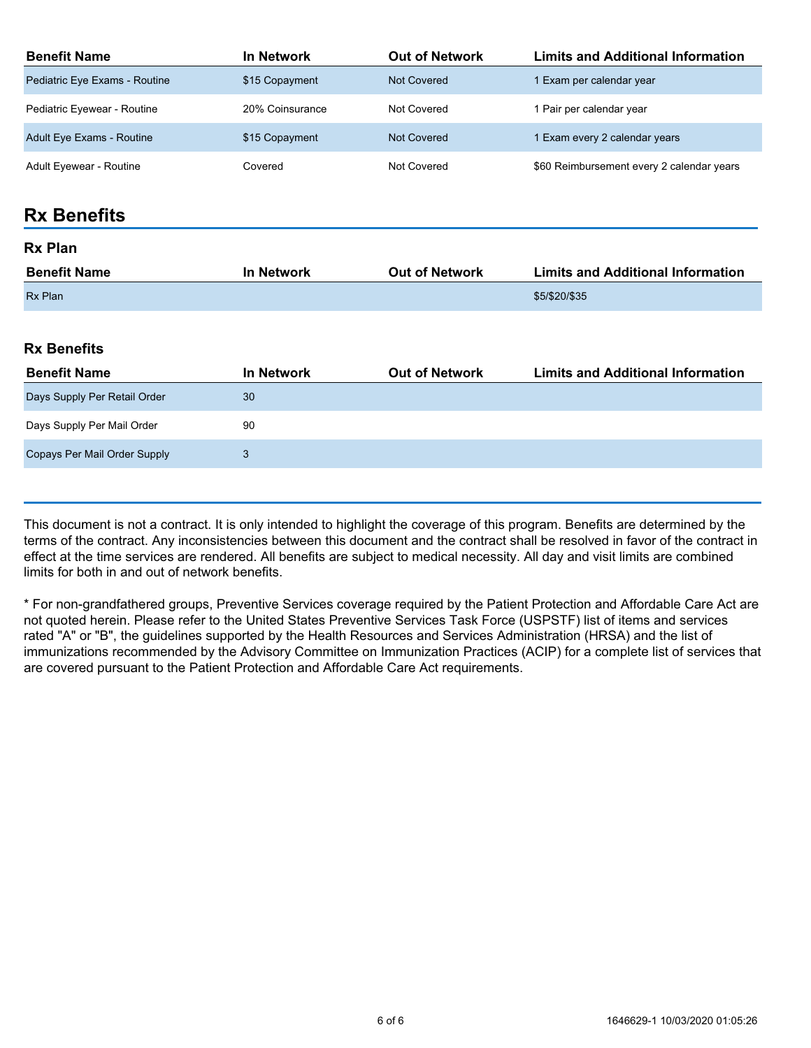| Benefit Name | In Network | Out of Network | Limits and Additional Information |
|---|---|---|---|
| Pediatric Eye Exams - Routine | $15 Copayment | Not Covered | 1 Exam per calendar year |
| Pediatric Eyewear - Routine | 20% Coinsurance | Not Covered | 1 Pair per calendar year |
| Adult Eye Exams - Routine | $15 Copayment | Not Covered | 1 Exam every 2 calendar years |
| Adult Eyewear - Routine | Covered | Not Covered | $60 Reimbursement every 2 calendar years |

## Rx Benefits

### Rx Plan

| Benefit Name | In Network | Out of Network | Limits and Additional Information |
|---|---|---|---|
| Rx Plan | | | $5/$20/$35 |

### Rx Benefits

| Benefit Name | In Network | Out of Network | Limits and Additional Information |
|---|---|---|---|
| Days Supply Per Retail Order | 30 | | |
| Days Supply Per Mail Order | 90 | | |
| Copays Per Mail Order Supply | 3 | | |

This document is not a contract. It is only intended to highlight the coverage of this program. Benefits are determined by the terms of the contract. Any inconsistencies between this document and the contract shall be resolved in favor of the contract in effect at the time services are rendered. All benefits are subject to medical necessity. All day and visit limits are combined limits for both in and out of network benefits.

* For non-grandfathered groups, Preventive Services coverage required by the Patient Protection and Affordable Care Act are not quoted herein. Please refer to the United States Preventive Services Task Force (USPSTF) list of items and services rated "A" or "B", the guidelines supported by the Health Resources and Services Administration (HRSA) and the list of immunizations recommended by the Advisory Committee on Immunization Practices (ACIP) for a complete list of services that are covered pursuant to the Patient Protection and Affordable Care Act requirements.

1646629-1 10/03/2020 01:05:26